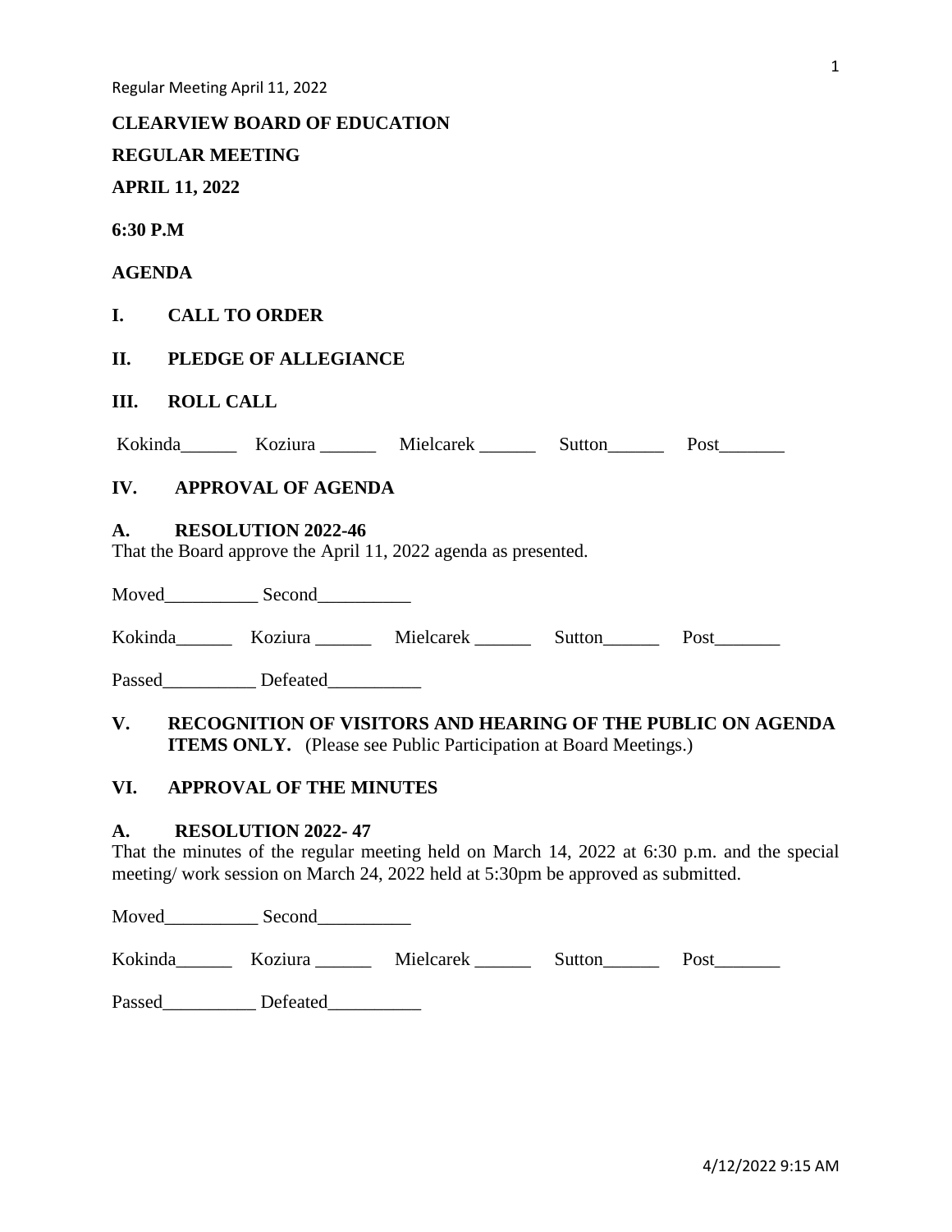**CLEARVIEW BOARD OF EDUCATION**

**REGULAR MEETING**

**APRIL 11, 2022**

**6:30 P.M**

**AGENDA**

**I. CALL TO ORDER**

**II. PLEDGE OF ALLEGIANCE**

**III. ROLL CALL**

Kokinda______ Koziura ______ Mielcarek ______ Sutton______ Post_______

**IV. APPROVAL OF AGENDA**

**A. RESOLUTION 2022-46**

That the Board approve the April 11, 2022 agenda as presented.

Moved__________ Second__________

Kokinda______ Koziura ______ Mielcarek ______ Sutton______ Post_______

Passed__________ Defeated__________

**V. RECOGNITION OF VISITORS AND HEARING OF THE PUBLIC ON AGENDA ITEMS ONLY.** (Please see Public Participation at Board Meetings.)

**VI. APPROVAL OF THE MINUTES**

**A. RESOLUTION 2022- 47**

That the minutes of the regular meeting held on March 14, 2022 at 6:30 p.m. and the special meeting/ work session on March 24, 2022 held at 5:30pm be approved as submitted.

Moved__________ Second__________

Kokinda______ Koziura ______ Mielcarek ______ Sutton______ Post_______

Passed__________ Defeated__________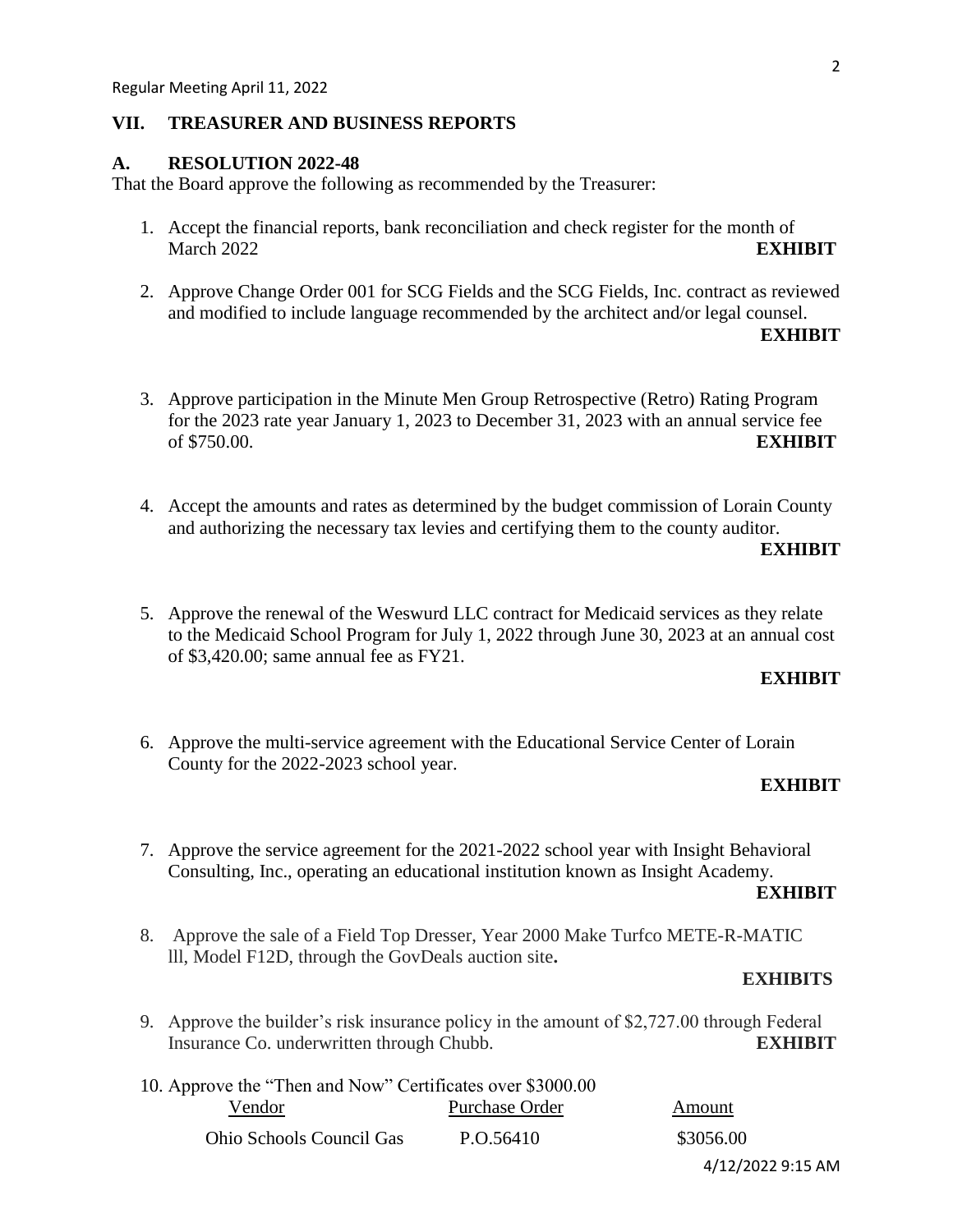## VII. TREASURER AND BUSINESS REPORTS

### A. RESOLUTION 2022-48

That the Board approve the following as recommended by the Treasurer:

1. Accept the financial reports, bank reconciliation and check register for the month of March 2022 **EXHIBIT**

2. Approve Change Order 001 for SCG Fields and the SCG Fields, Inc. contract as reviewed and modified to include language recommended by the architect and/or legal counsel. **EXHIBIT**

3. Approve participation in the Minute Men Group Retrospective (Retro) Rating Program for the 2023 rate year January 1, 2023 to December 31, 2023 with an annual service fee of $750.00. **EXHIBIT**

4. Accept the amounts and rates as determined by the budget commission of Lorain County and authorizing the necessary tax levies and certifying them to the county auditor. **EXHIBIT**

5. Approve the renewal of the Weswurd LLC contract for Medicaid services as they relate to the Medicaid School Program for July 1, 2022 through June 30, 2023 at an annual cost of $3,420.00; same annual fee as FY21. **EXHIBIT**

6. Approve the multi-service agreement with the Educational Service Center of Lorain County for the 2022-2023 school year. **EXHIBIT**

7. Approve the service agreement for the 2021-2022 school year with Insight Behavioral Consulting, Inc., operating an educational institution known as Insight Academy. **EXHIBIT**

8. Approve the sale of a Field Top Dresser, Year 2000 Make Turfco METE-R-MATIC lll, Model F12D, through the GovDeals auction site**.** **EXHIBITS**

9. Approve the builder's risk insurance policy in the amount of $2,727.00 through Federal Insurance Co. underwritten through Chubb. **EXHIBIT**

10. Approve the "Then and Now" Certificates over $3000.00

| Vendor | Purchase Order | Amount |
|---|---|---|
| Ohio Schools Council Gas | P.O.56410 | $3056.00 |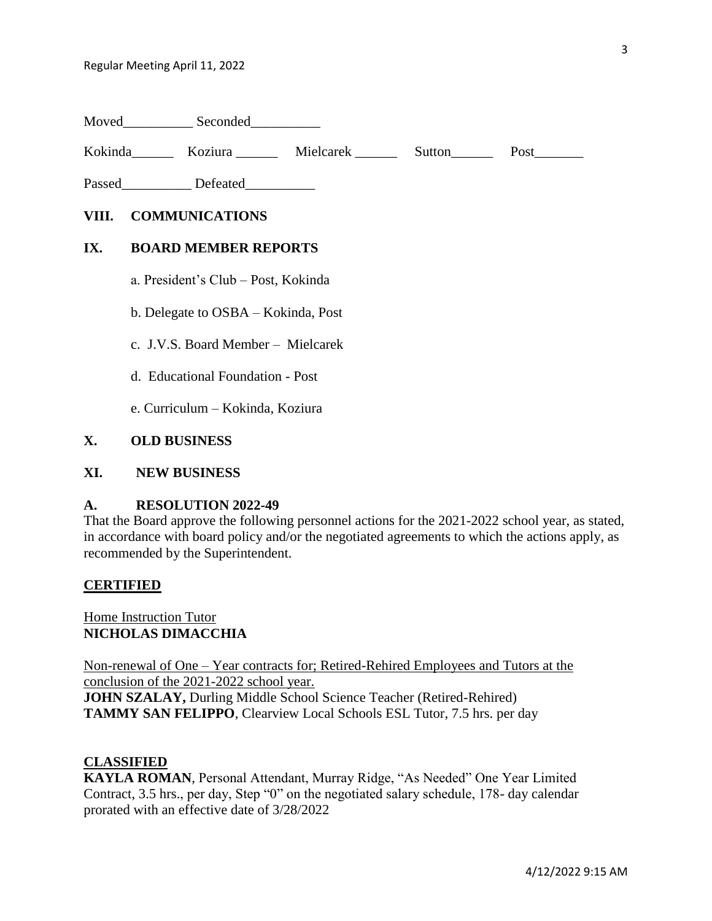Moved__________ Seconded__________

Kokinda______ Koziura ______ Mielcarek ______ Sutton______ Post_______

Passed__________ Defeated__________

## VIII. COMMUNICATIONS

## IX. BOARD MEMBER REPORTS

a. President's Club – Post, Kokinda

b. Delegate to OSBA – Kokinda, Post

c. J.V.S. Board Member – Mielcarek

d. Educational Foundation - Post

e. Curriculum – Kokinda, Koziura

## X. OLD BUSINESS

## XI. NEW BUSINESS

### A. RESOLUTION 2022-49

That the Board approve the following personnel actions for the 2021-2022 school year, as stated, in accordance with board policy and/or the negotiated agreements to which the actions apply, as recommended by the Superintendent.

**CERTIFIED**

Home Instruction Tutor
**NICHOLAS DIMACCHIA**

Non-renewal of One – Year contracts for; Retired-Rehired Employees and Tutors at the conclusion of the 2021-2022 school year.
**JOHN SZALAY,** Durling Middle School Science Teacher (Retired-Rehired)
**TAMMY SAN FELIPPO**, Clearview Local Schools ESL Tutor, 7.5 hrs. per day

**CLASSIFIED**

**KAYLA ROMAN**, Personal Attendant, Murray Ridge, "As Needed" One Year Limited Contract, 3.5 hrs., per day, Step "0" on the negotiated salary schedule, 178- day calendar prorated with an effective date of 3/28/2022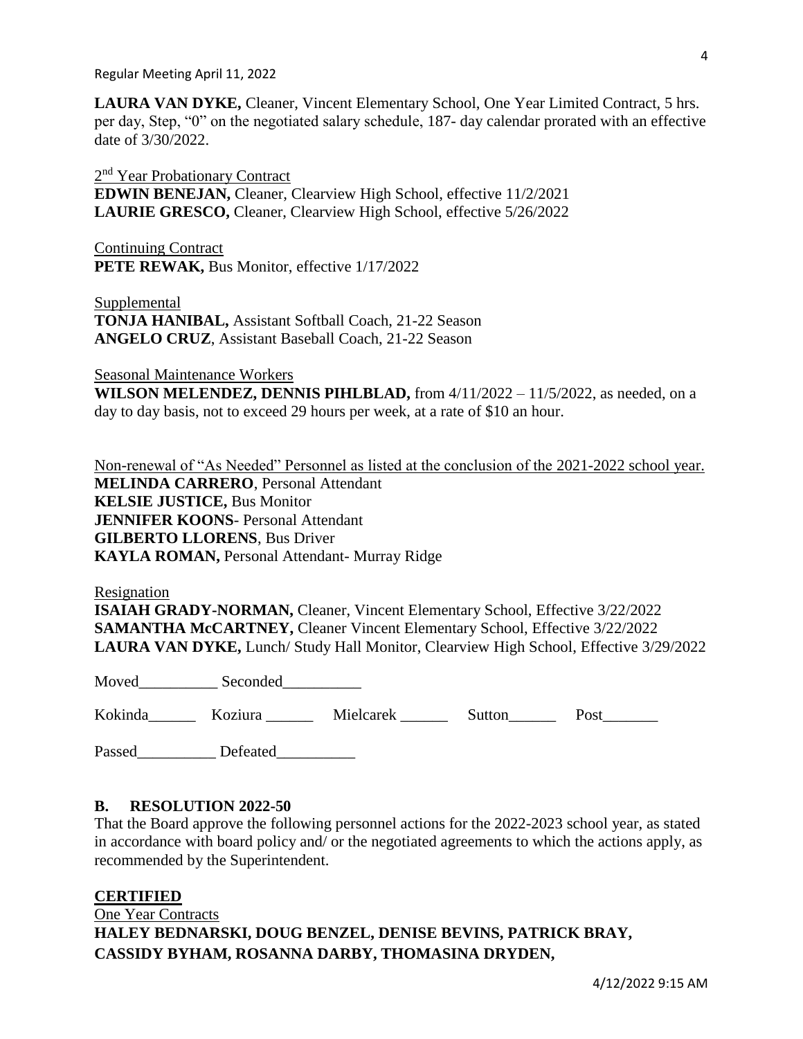**LAURA VAN DYKE,** Cleaner, Vincent Elementary School, One Year Limited Contract, 5 hrs. per day, Step, "0" on the negotiated salary schedule, 187- day calendar prorated with an effective date of 3/30/2022.

2nd Year Probationary Contract
**EDWIN BENEJAN,** Cleaner, Clearview High School, effective 11/2/2021
**LAURIE GRESCO,** Cleaner, Clearview High School, effective 5/26/2022

Continuing Contract
**PETE REWAK,** Bus Monitor, effective 1/17/2022

Supplemental
**TONJA HANIBAL,** Assistant Softball Coach, 21-22 Season
**ANGELO CRUZ**, Assistant Baseball Coach, 21-22 Season

Seasonal Maintenance Workers
**WILSON MELENDEZ, DENNIS PIHLBLAD,** from 4/11/2022 – 11/5/2022, as needed, on a day to day basis, not to exceed 29 hours per week, at a rate of $10 an hour.

Non-renewal of "As Needed" Personnel as listed at the conclusion of the 2021-2022 school year.
**MELINDA CARRERO**, Personal Attendant
**KELSIE JUSTICE,** Bus Monitor
**JENNIFER KOONS**- Personal Attendant
**GILBERTO LLORENS**, Bus Driver
**KAYLA ROMAN,** Personal Attendant- Murray Ridge

Resignation
**ISAIAH GRADY-NORMAN,** Cleaner, Vincent Elementary School, Effective 3/22/2022
**SAMANTHA McCARTNEY,** Cleaner Vincent Elementary School, Effective 3/22/2022
**LAURA VAN DYKE,** Lunch/ Study Hall Monitor, Clearview High School, Effective 3/29/2022

Moved__________ Seconded__________

Kokinda______ Koziura ______ Mielcarek ______ Sutton______ Post_______

Passed__________ Defeated__________

## B. RESOLUTION 2022-50

That the Board approve the following personnel actions for the 2022-2023 school year, as stated in accordance with board policy and/ or the negotiated agreements to which the actions apply, as recommended by the Superintendent.

**CERTIFIED**
One Year Contracts
**HALEY BEDNARSKI, DOUG BENZEL, DENISE BEVINS, PATRICK BRAY, CASSIDY BYHAM, ROSANNA DARBY, THOMASINA DRYDEN,**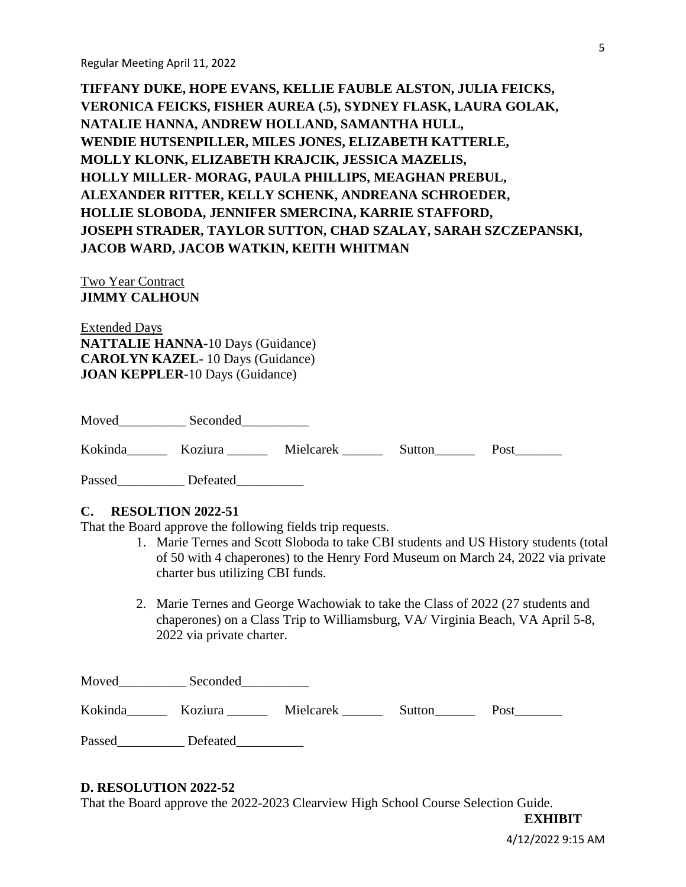**TIFFANY DUKE, HOPE EVANS, KELLIE FAUBLE ALSTON, JULIA FEICKS, VERONICA FEICKS, FISHER AUREA (.5), SYDNEY FLASK, LAURA GOLAK, NATALIE HANNA, ANDREW HOLLAND, SAMANTHA HULL, WENDIE HUTSENPILLER, MILES JONES, ELIZABETH KATTERLE, MOLLY KLONK, ELIZABETH KRAJCIK, JESSICA MAZELIS, HOLLY MILLER- MORAG, PAULA PHILLIPS, MEAGHAN PREBUL, ALEXANDER RITTER, KELLY SCHENK, ANDREANA SCHROEDER, HOLLIE SLOBODA, JENNIFER SMERCINA, KARRIE STAFFORD, JOSEPH STRADER, TAYLOR SUTTON, CHAD SZALAY, SARAH SZCZEPANSKI, JACOB WARD, JACOB WATKIN, KEITH WHITMAN**

Two Year Contract
**JIMMY CALHOUN**

Extended Days
**NATTALIE HANNA-**10 Days (Guidance)
**CAROLYN KAZEL-** 10 Days (Guidance)
**JOAN KEPPLER-**10 Days (Guidance)

Moved__________ Seconded__________

Kokinda______ Koziura ______ Mielcarek ______ Sutton______ Post_______

Passed__________ Defeated__________

**C. RESOLTION 2022-51**

That the Board approve the following fields trip requests.

1. Marie Ternes and Scott Sloboda to take CBI students and US History students (total of 50 with 4 chaperones) to the Henry Ford Museum on March 24, 2022 via private charter bus utilizing CBI funds.

2. Marie Ternes and George Wachowiak to take the Class of 2022 (27 students and chaperones) on a Class Trip to Williamsburg, VA/ Virginia Beach, VA April 5-8, 2022 via private charter.

Moved__________ Seconded__________

Kokinda______ Koziura ______ Mielcarek ______ Sutton______ Post_______

Passed__________ Defeated__________

**D. RESOLUTION 2022-52**

That the Board approve the 2022-2023 Clearview High School Course Selection Guide.

**EXHIBIT**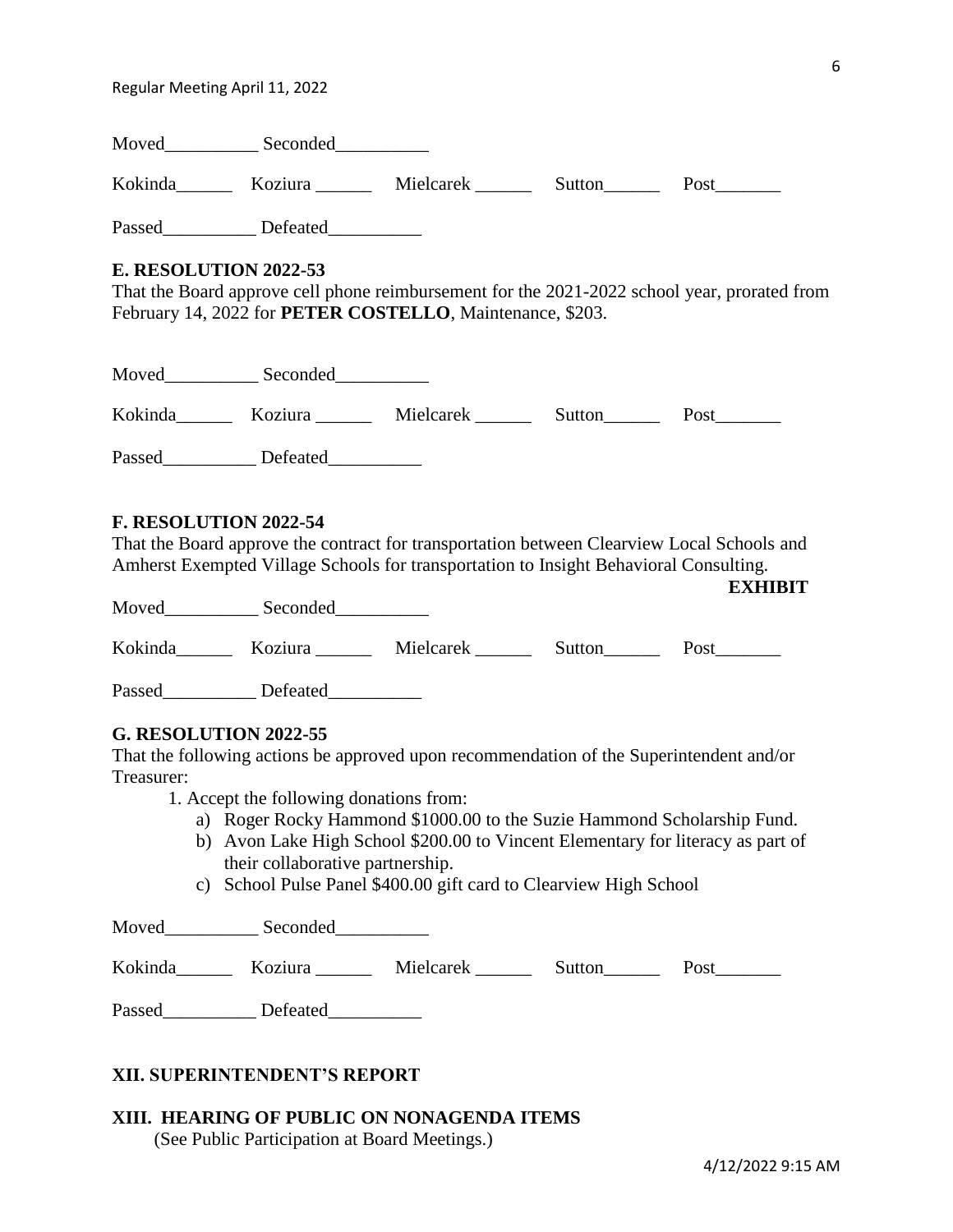Moved__________ Seconded__________

Kokinda______ Koziura ______ Mielcarek ______ Sutton______ Post_______

Passed__________ Defeated__________

**E. RESOLUTION 2022-53**

That the Board approve cell phone reimbursement for the 2021-2022 school year, prorated from February 14, 2022 for **PETER COSTELLO**, Maintenance, $203.

Moved__________ Seconded__________

Kokinda______ Koziura ______ Mielcarek ______ Sutton______ Post_______

Passed__________ Defeated__________

**F. RESOLUTION 2022-54**

That the Board approve the contract for transportation between Clearview Local Schools and Amherst Exempted Village Schools for transportation to Insight Behavioral Consulting.

**EXHIBIT**

Moved__________ Seconded__________

Kokinda______ Koziura ______ Mielcarek ______ Sutton______ Post_______

Passed__________ Defeated__________

**G. RESOLUTION 2022-55**

That the following actions be approved upon recommendation of the Superintendent and/or Treasurer:

1. Accept the following donations from:
   a) Roger Rocky Hammond $1000.00 to the Suzie Hammond Scholarship Fund.
   b) Avon Lake High School $200.00 to Vincent Elementary for literacy as part of their collaborative partnership.
   c) School Pulse Panel $400.00 gift card to Clearview High School

Moved__________ Seconded__________

Kokinda______ Koziura ______ Mielcarek ______ Sutton______ Post_______

Passed__________ Defeated__________

**XII. SUPERINTENDENT'S REPORT**

**XIII. HEARING OF PUBLIC ON NONAGENDA ITEMS**

(See Public Participation at Board Meetings.)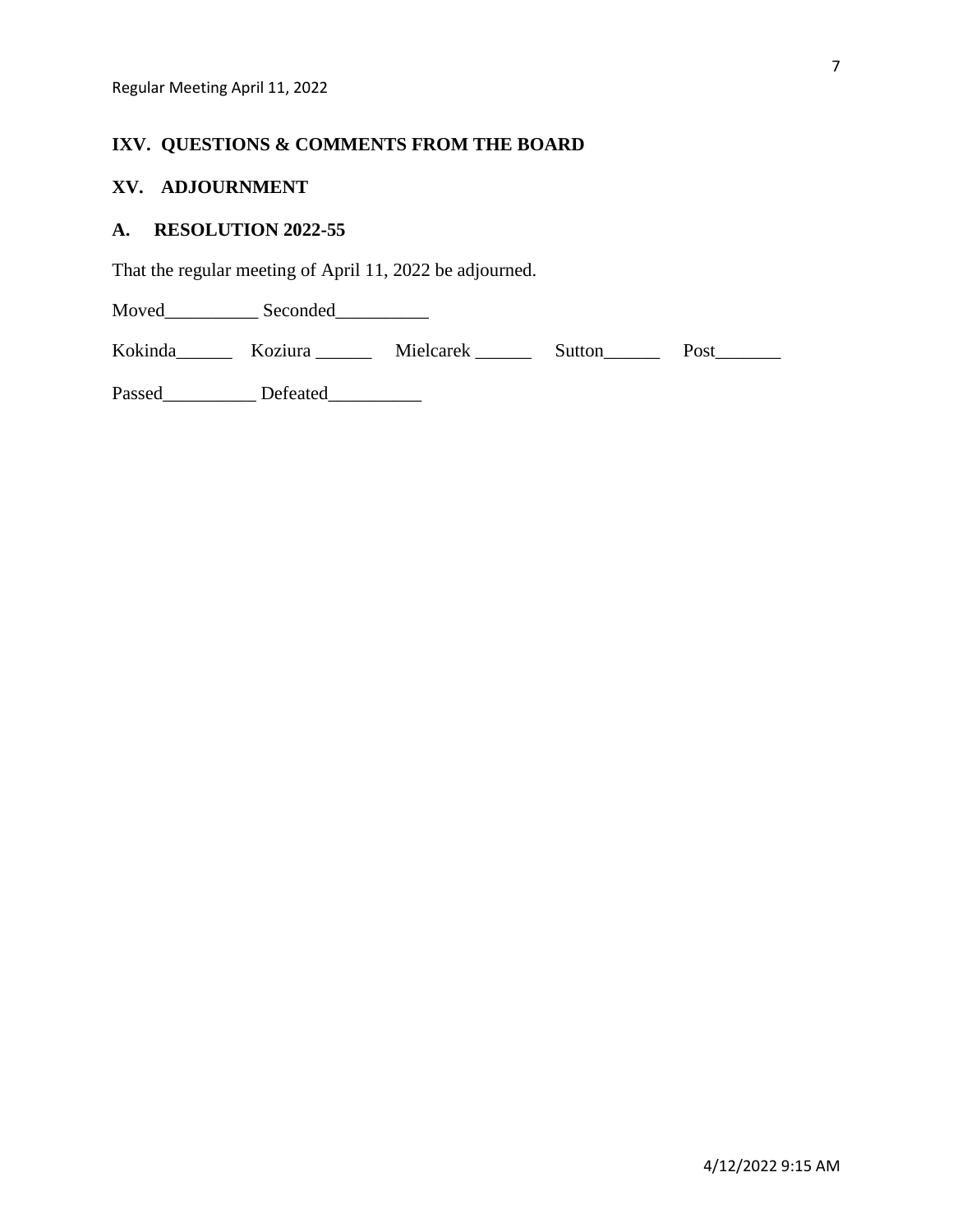## IXV. QUESTIONS & COMMENTS FROM THE BOARD

## XV. ADJOURNMENT

### A. RESOLUTION 2022-55

That the regular meeting of April 11, 2022 be adjourned.

Moved__________ Seconded__________

Kokinda______ Koziura ______ Mielcarek ______ Sutton______ Post_______

Passed__________ Defeated__________